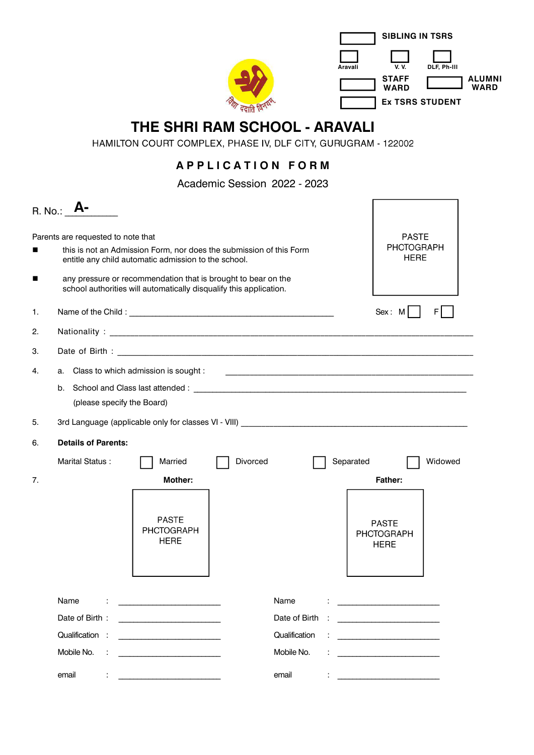☐ SIBLING IN TSRS

☐ Aravali ☐ V. V. ☐ DLF, Ph-III

☐ STAFF WARD ☐ ALUMNI WARD

☐ Ex TSRS STUDENT

विद्या ददाति विनयम्

# THE SHRI RAM SCHOOL - ARAVALI

HAMILTON COURT COMPLEX, PHASE IV, DLF CITY, GURUGRAM - 122002

## APPLICATION FORM

Academic Session 2022 - 2023

R. No.: **A-**________

PASTE PHCTOGRAPH HERE

Parents are requested to note that

- this is not an Admission Form, nor does the submission of this Form entitle any child automatic admission to the school.
- any pressure or recommendation that is brought to bear on the school authorities will automatically disqualify this application.

1. Name of the Child : ____________________________________________ Sex : M ☐ F ☐
2. Nationality : ________________________________________________________________
3. Date of Birth : ______________________________________________________________
4. a. Class to which admission is sought : ____________________________________________

   b. School and Class last attended : ________________________________________________

   (please specify the Board)
5. 3rd Language (applicable only for classes VI - VIII) ____________________________________
6. **Details of Parents:**

   Marital Status : ☐ Married ☐ Divorced ☐ Separated ☐ Widowed
7. **Mother:** **Father:**

| Mother: | Father: |
|---|---|
| PASTE PHCTOGRAPH HERE | PASTE PHCTOGRAPH HERE |
| Name : ____________________ | Name : ____________________ |
| Date of Birth : ____________________ | Date of Birth : ____________________ |
| Qualification : ____________________ | Qualification : ____________________ |
| Mobile No. : ____________________ | Mobile No. : ____________________ |
| email : ____________________ | email : ____________________ |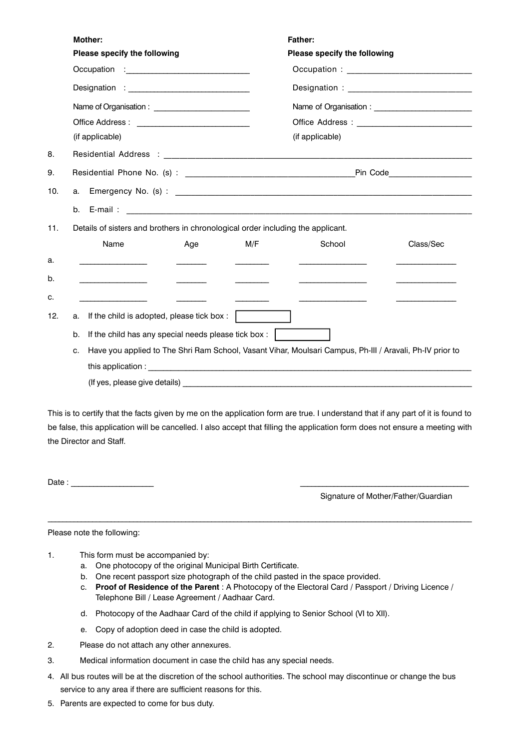**Mother:**

**Please specify the following**

Occupation :___________________________

Designation : ___________________________

Name of Organisation : ______________________

Office Address : _________________________

(if applicable)

**Father:**

**Please specify the following**

Occupation : ___________________________

Designation : ___________________________

Name of Organisation : ______________________

Office Address : _________________________

(if applicable)

8. Residential Address : ___________________________________________________________________

9. Residential Phone No. (s) : ____________________________________Pin Code__________________

10. a. Emergency No. (s) : ___________________________________________________________________

    b. E-mail : _______________________________________________________________________________

11. Details of sisters and brothers in chronological order including the applicant.

|  | Name | Age | M/F | School | Class/Sec |
|---|---|---|---|---|---|
| a. | _______________ | _______ | ________ | _______________ | ______________ |
| b. | _______________ | _______ | ________ | _______________ | ______________ |
| c. | _______________ | _______ | ________ | _______________ | ______________ |

12. a. If the child is adopted, please tick box : ☐

    b. If the child has any special needs please tick box : ☐

    c. Have you applied to The Shri Ram School, Vasant Vihar, Moulsari Campus, Ph-III / Aravali, Ph-IV prior to this application : ___________________________________________________________________

    (If yes, please give details) ___________________________________________________________________

This is to certify that the facts given by me on the application form are true. I understand that if any part of it is found to be false, this application will be cancelled. I also accept that filling the application form does not ensure a meeting with the Director and Staff.

Date : __________________

_____________________________________

Signature of Mother/Father/Guardian

---

Please note the following:

1. This form must be accompanied by:
   a. One photocopy of the original Municipal Birth Certificate.
   b. One recent passport size photograph of the child pasted in the space provided.
   c. **Proof of Residence of the Parent** : A Photocopy of the Electoral Card / Passport / Driving Licence / Telephone Bill / Lease Agreement / Aadhaar Card.
   d. Photocopy of the Aadhaar Card of the child if applying to Senior School (VI to XII).
   e. Copy of adoption deed in case the child is adopted.
2. Please do not attach any other annexures.
3. Medical information document in case the child has any special needs.
4. All bus routes will be at the discretion of the school authorities. The school may discontinue or change the bus service to any area if there are sufficient reasons for this.
5. Parents are expected to come for bus duty.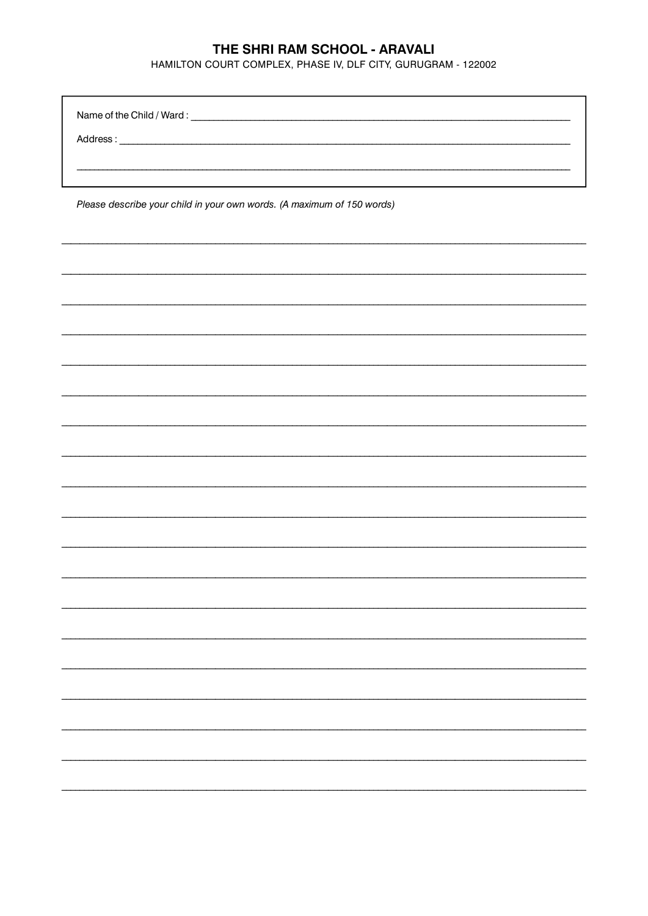# THE SHRI RAM SCHOOL - ARAVALI

HAMILTON COURT COMPLEX, PHASE IV, DLF CITY, GURUGRAM - 122002

Name of the Child / Ward : ______________________________________________________________

Address : _______________________________________________________________________

_______________________________________________________________________________

*Please describe your child in your own words. (A maximum of 150 words)*

_______________________________________________________________________________

_______________________________________________________________________________

_______________________________________________________________________________

_______________________________________________________________________________

_______________________________________________________________________________

_______________________________________________________________________________

_______________________________________________________________________________

_______________________________________________________________________________

_______________________________________________________________________________

_______________________________________________________________________________

_______________________________________________________________________________

_______________________________________________________________________________

_______________________________________________________________________________

_______________________________________________________________________________

_______________________________________________________________________________

_______________________________________________________________________________

_______________________________________________________________________________

_______________________________________________________________________________

_______________________________________________________________________________